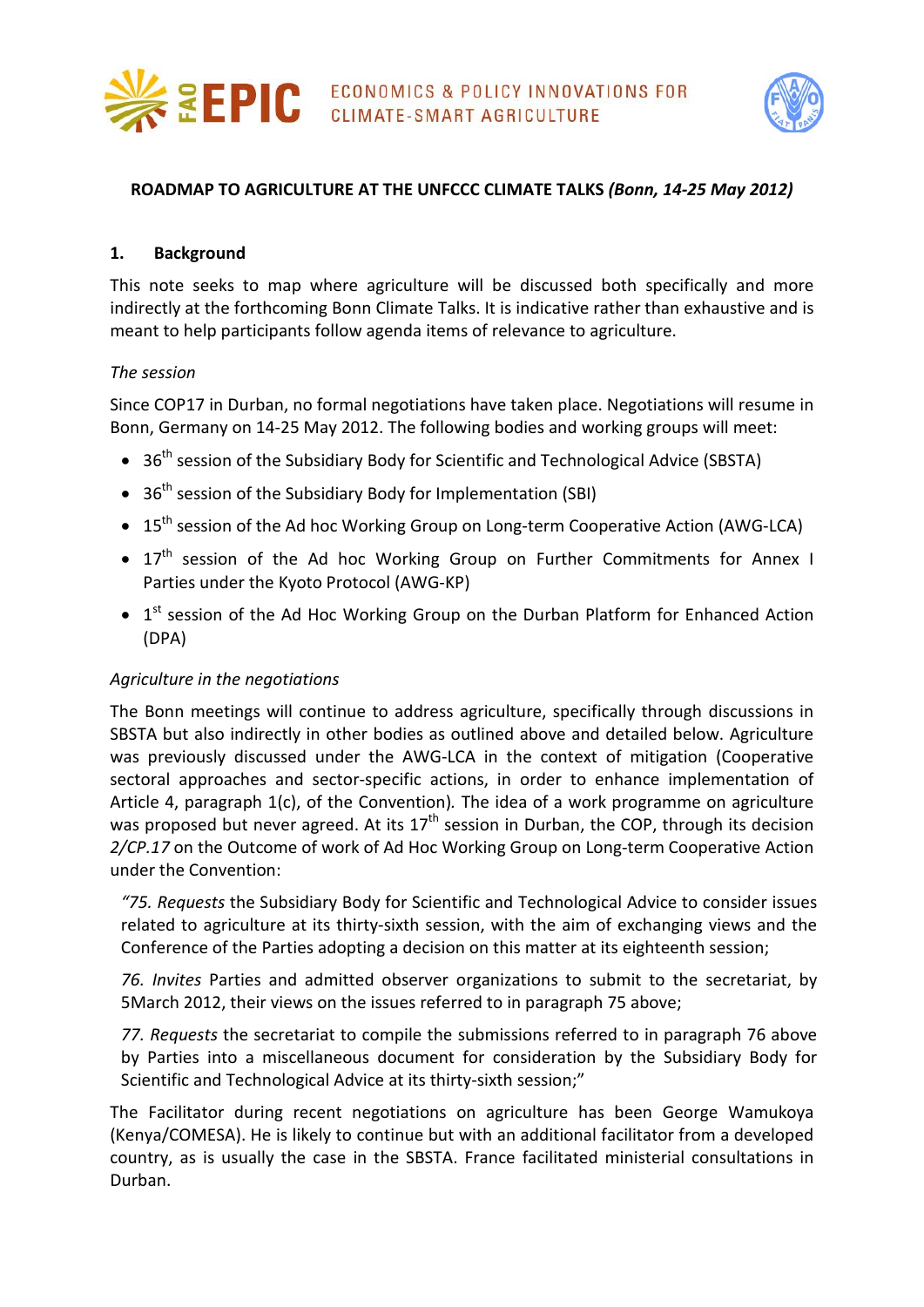FAO EPIC ECONOMICS & POLICY INNOVATIONS FOR CLIMATE-SMART AGRICULTURE

**ROADMAP TO AGRICULTURE AT THE UNFCCC CLIMATE TALKS** ***(Bonn, 14-25 May 2012)***

## 1. Background

This note seeks to map where agriculture will be discussed both specifically and more indirectly at the forthcoming Bonn Climate Talks. It is indicative rather than exhaustive and is meant to help participants follow agenda items of relevance to agriculture.

*The session*

Since COP17 in Durban, no formal negotiations have taken place. Negotiations will resume in Bonn, Germany on 14-25 May 2012. The following bodies and working groups will meet:

- 36th session of the Subsidiary Body for Scientific and Technological Advice (SBSTA)
- 36th session of the Subsidiary Body for Implementation (SBI)
- 15th session of the Ad hoc Working Group on Long-term Cooperative Action (AWG-LCA)
- 17th session of the Ad hoc Working Group on Further Commitments for Annex I Parties under the Kyoto Protocol (AWG-KP)
- 1st session of the Ad Hoc Working Group on the Durban Platform for Enhanced Action (DPA)

*Agriculture in the negotiations*

The Bonn meetings will continue to address agriculture, specifically through discussions in SBSTA but also indirectly in other bodies as outlined above and detailed below. Agriculture was previously discussed under the AWG-LCA in the context of mitigation (Cooperative sectoral approaches and sector-specific actions, in order to enhance implementation of Article 4, paragraph 1(c), of the Convention). The idea of a work programme on agriculture was proposed but never agreed. At its 17th session in Durban, the COP, through its decision *2/CP.17* on the Outcome of work of Ad Hoc Working Group on Long-term Cooperative Action under the Convention:

> *"75. Requests* the Subsidiary Body for Scientific and Technological Advice to consider issues related to agriculture at its thirty-sixth session, with the aim of exchanging views and the Conference of the Parties adopting a decision on this matter at its eighteenth session;
>
> *76. Invites* Parties and admitted observer organizations to submit to the secretariat, by 5March 2012, their views on the issues referred to in paragraph 75 above;
>
> *77. Requests* the secretariat to compile the submissions referred to in paragraph 76 above by Parties into a miscellaneous document for consideration by the Subsidiary Body for Scientific and Technological Advice at its thirty-sixth session;"

The Facilitator during recent negotiations on agriculture has been George Wamukoya (Kenya/COMESA). He is likely to continue but with an additional facilitator from a developed country, as is usually the case in the SBSTA. France facilitated ministerial consultations in Durban.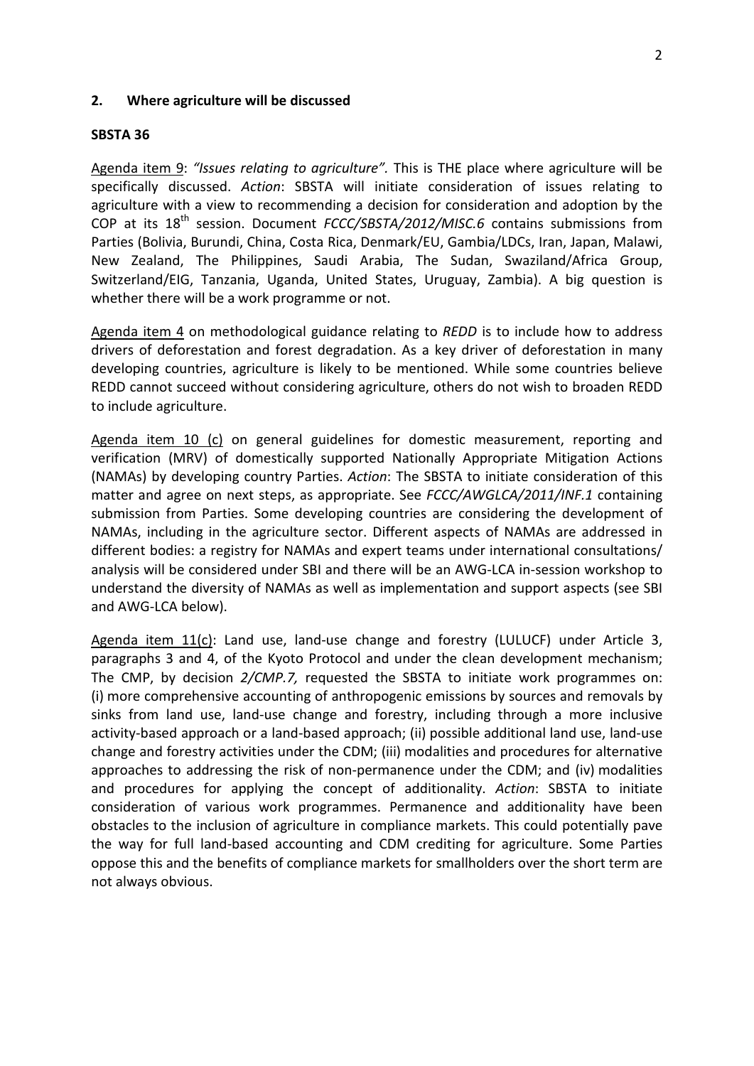## 2. Where agriculture will be discussed

**SBSTA 36**

Agenda item 9: *"Issues relating to agriculture".* This is THE place where agriculture will be specifically discussed. *Action*: SBSTA will initiate consideration of issues relating to agriculture with a view to recommending a decision for consideration and adoption by the COP at its 18th session. Document *FCCC/SBSTA/2012/MISC.6* contains submissions from Parties (Bolivia, Burundi, China, Costa Rica, Denmark/EU, Gambia/LDCs, Iran, Japan, Malawi, New Zealand, The Philippines, Saudi Arabia, The Sudan, Swaziland/Africa Group, Switzerland/EIG, Tanzania, Uganda, United States, Uruguay, Zambia). A big question is whether there will be a work programme or not.

Agenda item 4 on methodological guidance relating to *REDD* is to include how to address drivers of deforestation and forest degradation. As a key driver of deforestation in many developing countries, agriculture is likely to be mentioned. While some countries believe REDD cannot succeed without considering agriculture, others do not wish to broaden REDD to include agriculture.

Agenda item 10 (c) on general guidelines for domestic measurement, reporting and verification (MRV) of domestically supported Nationally Appropriate Mitigation Actions (NAMAs) by developing country Parties. *Action*: The SBSTA to initiate consideration of this matter and agree on next steps, as appropriate. See *FCCC/AWGLCA/2011/INF.1* containing submission from Parties. Some developing countries are considering the development of NAMAs, including in the agriculture sector. Different aspects of NAMAs are addressed in different bodies: a registry for NAMAs and expert teams under international consultations/ analysis will be considered under SBI and there will be an AWG-LCA in-session workshop to understand the diversity of NAMAs as well as implementation and support aspects (see SBI and AWG-LCA below).

Agenda item 11(c): Land use, land-use change and forestry (LULUCF) under Article 3, paragraphs 3 and 4, of the Kyoto Protocol and under the clean development mechanism; The CMP, by decision *2/CMP.7,* requested the SBSTA to initiate work programmes on: (i) more comprehensive accounting of anthropogenic emissions by sources and removals by sinks from land use, land-use change and forestry, including through a more inclusive activity-based approach or a land-based approach; (ii) possible additional land use, land-use change and forestry activities under the CDM; (iii) modalities and procedures for alternative approaches to addressing the risk of non-permanence under the CDM; and (iv) modalities and procedures for applying the concept of additionality. *Action*: SBSTA to initiate consideration of various work programmes. Permanence and additionality have been obstacles to the inclusion of agriculture in compliance markets. This could potentially pave the way for full land-based accounting and CDM crediting for agriculture. Some Parties oppose this and the benefits of compliance markets for smallholders over the short term are not always obvious.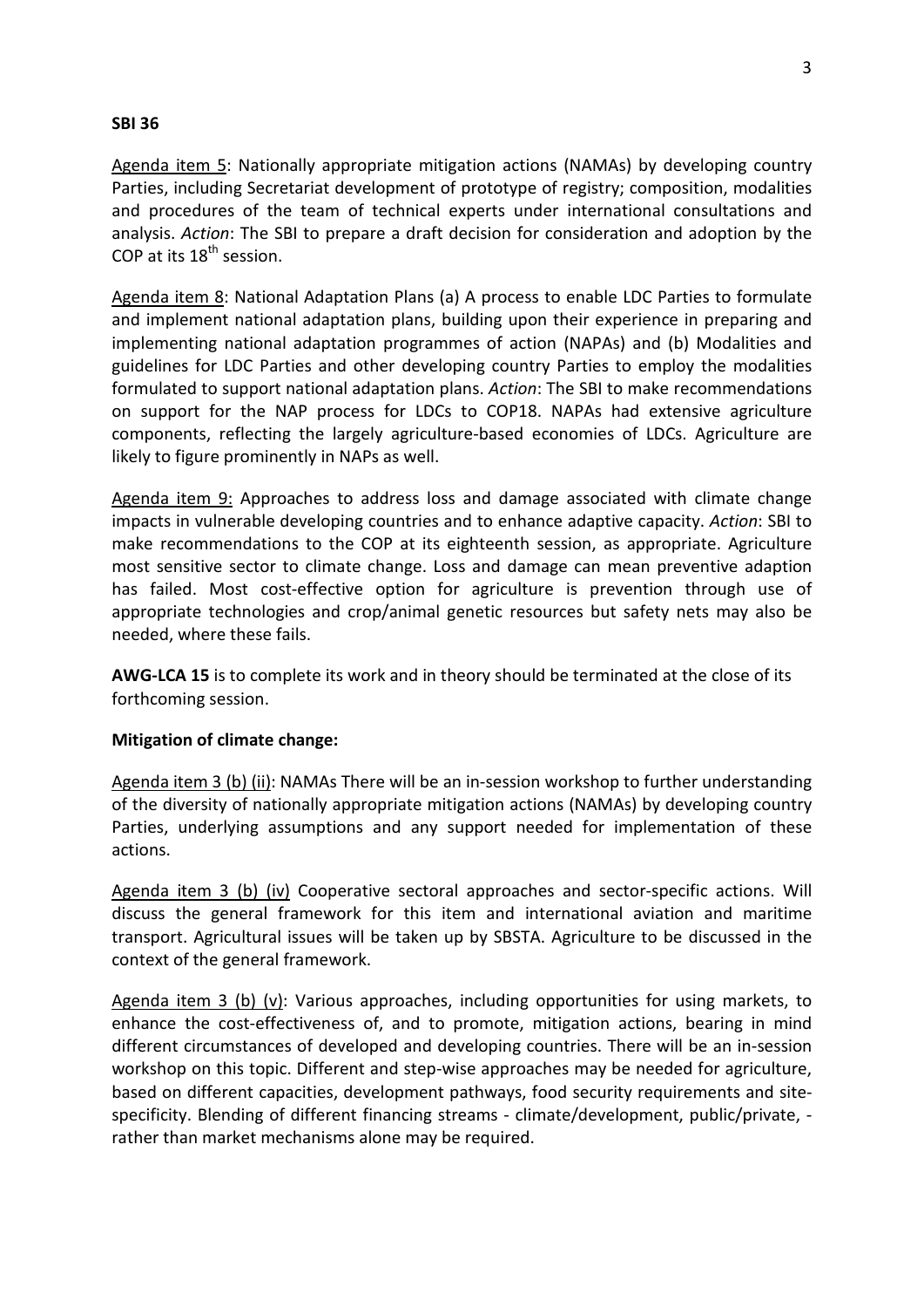**SBI 36**

Agenda item 5: Nationally appropriate mitigation actions (NAMAs) by developing country Parties, including Secretariat development of prototype of registry; composition, modalities and procedures of the team of technical experts under international consultations and analysis. *Action*: The SBI to prepare a draft decision for consideration and adoption by the COP at its 18th session.

Agenda item 8: National Adaptation Plans (a) A process to enable LDC Parties to formulate and implement national adaptation plans, building upon their experience in preparing and implementing national adaptation programmes of action (NAPAs) and (b) Modalities and guidelines for LDC Parties and other developing country Parties to employ the modalities formulated to support national adaptation plans. *Action*: The SBI to make recommendations on support for the NAP process for LDCs to COP18. NAPAs had extensive agriculture components, reflecting the largely agriculture-based economies of LDCs. Agriculture are likely to figure prominently in NAPs as well.

Agenda item 9: Approaches to address loss and damage associated with climate change impacts in vulnerable developing countries and to enhance adaptive capacity. *Action*: SBI to make recommendations to the COP at its eighteenth session, as appropriate. Agriculture most sensitive sector to climate change. Loss and damage can mean preventive adaption has failed. Most cost-effective option for agriculture is prevention through use of appropriate technologies and crop/animal genetic resources but safety nets may also be needed, where these fails.

**AWG-LCA 15** is to complete its work and in theory should be terminated at the close of its forthcoming session.

**Mitigation of climate change:**

Agenda item 3 (b) (ii): NAMAs There will be an in-session workshop to further understanding of the diversity of nationally appropriate mitigation actions (NAMAs) by developing country Parties, underlying assumptions and any support needed for implementation of these actions.

Agenda item 3 (b) (iv) Cooperative sectoral approaches and sector-specific actions. Will discuss the general framework for this item and international aviation and maritime transport. Agricultural issues will be taken up by SBSTA. Agriculture to be discussed in the context of the general framework.

Agenda item 3 (b) (v): Various approaches, including opportunities for using markets, to enhance the cost-effectiveness of, and to promote, mitigation actions, bearing in mind different circumstances of developed and developing countries. There will be an in-session workshop on this topic. Different and step-wise approaches may be needed for agriculture, based on different capacities, development pathways, food security requirements and site-specificity. Blending of different financing streams - climate/development, public/private, - rather than market mechanisms alone may be required.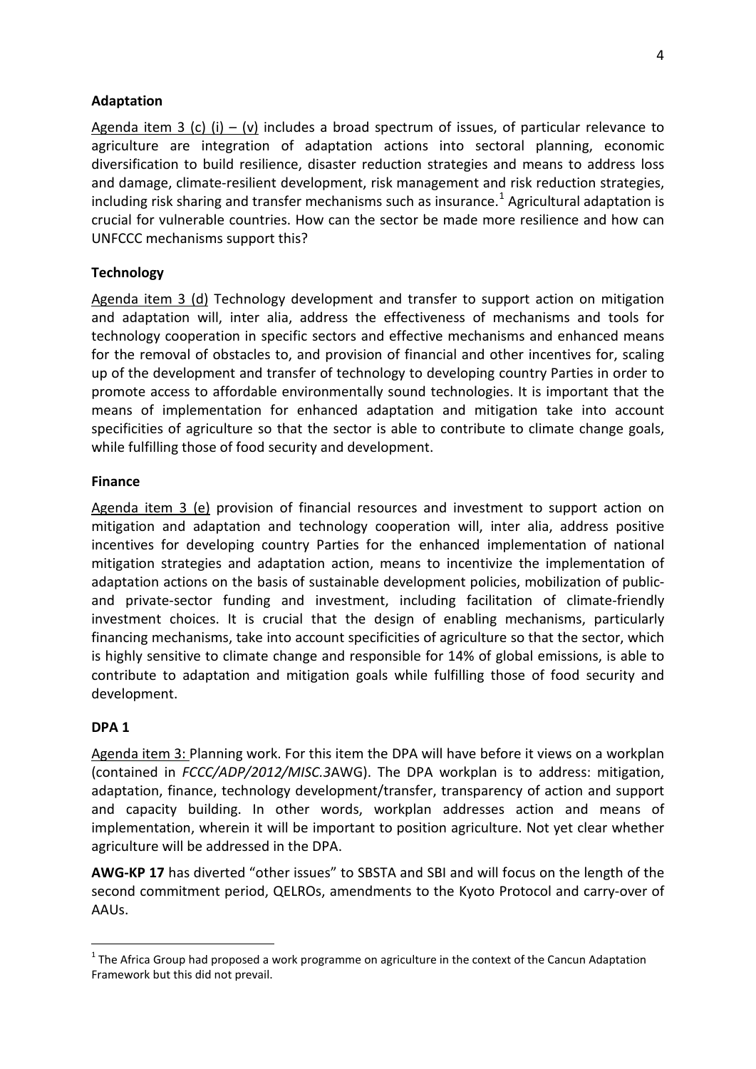**Adaptation**

Agenda item 3 (c) (i) – (v) includes a broad spectrum of issues, of particular relevance to agriculture are integration of adaptation actions into sectoral planning, economic diversification to build resilience, disaster reduction strategies and means to address loss and damage, climate-resilient development, risk management and risk reduction strategies, including risk sharing and transfer mechanisms such as insurance.[1] Agricultural adaptation is crucial for vulnerable countries. How can the sector be made more resilience and how can UNFCCC mechanisms support this?

**Technology**

Agenda item 3 (d) Technology development and transfer to support action on mitigation and adaptation will, inter alia, address the effectiveness of mechanisms and tools for technology cooperation in specific sectors and effective mechanisms and enhanced means for the removal of obstacles to, and provision of financial and other incentives for, scaling up of the development and transfer of technology to developing country Parties in order to promote access to affordable environmentally sound technologies. It is important that the means of implementation for enhanced adaptation and mitigation take into account specificities of agriculture so that the sector is able to contribute to climate change goals, while fulfilling those of food security and development.

**Finance**

Agenda item 3 (e) provision of financial resources and investment to support action on mitigation and adaptation and technology cooperation will, inter alia, address positive incentives for developing country Parties for the enhanced implementation of national mitigation strategies and adaptation action, means to incentivize the implementation of adaptation actions on the basis of sustainable development policies, mobilization of public- and private-sector funding and investment, including facilitation of climate-friendly investment choices. It is crucial that the design of enabling mechanisms, particularly financing mechanisms, take into account specificities of agriculture so that the sector, which is highly sensitive to climate change and responsible for 14% of global emissions, is able to contribute to adaptation and mitigation goals while fulfilling those of food security and development.

**DPA 1**

Agenda item 3: Planning work. For this item the DPA will have before it views on a workplan (contained in *FCCC/ADP/2012/MISC.3*AWG). The DPA workplan is to address: mitigation, adaptation, finance, technology development/transfer, transparency of action and support and capacity building. In other words, workplan addresses action and means of implementation, wherein it will be important to position agriculture. Not yet clear whether agriculture will be addressed in the DPA.

**AWG-KP 17** has diverted "other issues" to SBSTA and SBI and will focus on the length of the second commitment period, QELROs, amendments to the Kyoto Protocol and carry-over of AAUs.

---

[1] The Africa Group had proposed a work programme on agriculture in the context of the Cancun Adaptation Framework but this did not prevail.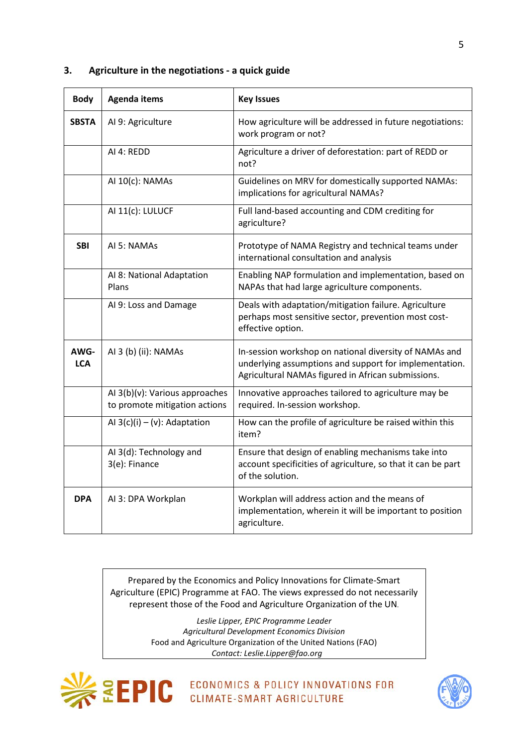## 3. Agriculture in the negotiations - a quick guide

| Body | Agenda items | Key Issues |
|---|---|---|
| **SBSTA** | AI 9: Agriculture | How agriculture will be addressed in future negotiations: work program or not? |
| | AI 4: REDD | Agriculture a driver of deforestation: part of REDD or not? |
| | AI 10(c): NAMAs | Guidelines on MRV for domestically supported NAMAs: implications for agricultural NAMAs? |
| | AI 11(c): LULUCF | Full land-based accounting and CDM crediting for agriculture? |
| **SBI** | AI 5: NAMAs | Prototype of NAMA Registry and technical teams under international consultation and analysis |
| | AI 8: National Adaptation Plans | Enabling NAP formulation and implementation, based on NAPAs that had large agriculture components. |
| | AI 9: Loss and Damage | Deals with adaptation/mitigation failure. Agriculture perhaps most sensitive sector, prevention most cost-effective option. |
| **AWG-LCA** | AI 3 (b) (ii): NAMAs | In-session workshop on national diversity of NAMAs and underlying assumptions and support for implementation. Agricultural NAMAs figured in African submissions. |
| | AI 3(b)(v): Various approaches to promote mitigation actions | Innovative approaches tailored to agriculture may be required. In-session workshop. |
| | AI 3(c)(i) – (v): Adaptation | How can the profile of agriculture be raised within this item? |
| | AI 3(d): Technology and 3(e): Finance | Ensure that design of enabling mechanisms take into account specificities of agriculture, so that it can be part of the solution. |
| **DPA** | AI 3: DPA Workplan | Workplan will address action and the means of implementation, wherein it will be important to position agriculture. |

Prepared by the Economics and Policy Innovations for Climate-Smart Agriculture (EPIC) Programme at FAO. The views expressed do not necessarily represent those of the Food and Agriculture Organization of the UN.

*Leslie Lipper, EPIC Programme Leader*
*Agricultural Development Economics Division*
Food and Agriculture Organization of the United Nations (FAO)
*Contact: Leslie.Lipper@fao.org*

FAO EPIC ECONOMICS & POLICY INNOVATIONS FOR CLIMATE-SMART AGRICULTURE